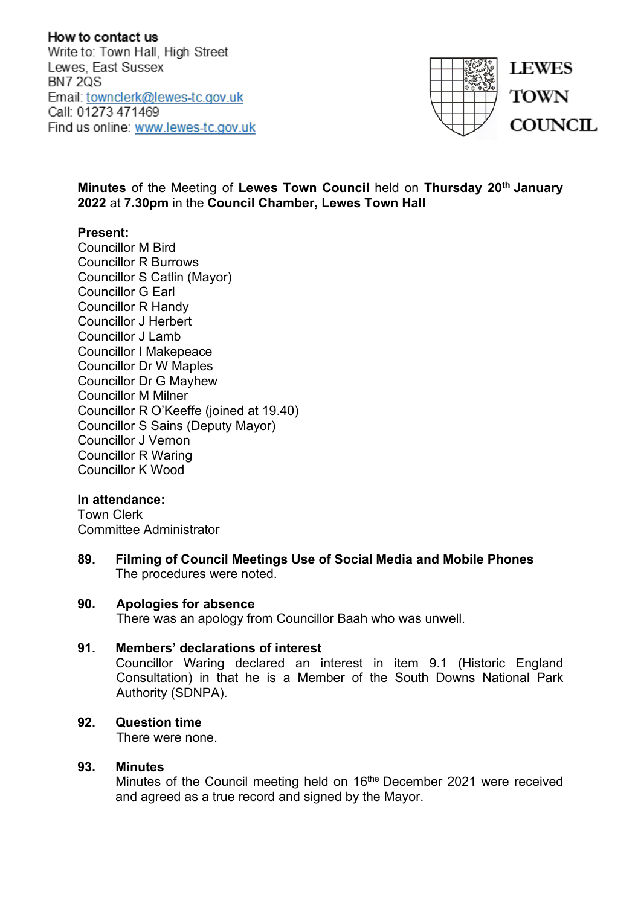**How to contact us**
Write to: Town Hall, High Street
Lewes, East Sussex
BN7 2QS
Email: townclerk@lewes-tc.gov.uk
Call: 01273 471469
Find us online: www.lewes-tc.gov.uk

**LEWES TOWN COUNCIL**

**Minutes** of the Meeting of **Lewes Town Council** held on **Thursday 20th January 2022** at **7.30pm** in the **Council Chamber, Lewes Town Hall**

**Present:**
Councillor M Bird
Councillor R Burrows
Councillor S Catlin (Mayor)
Councillor G Earl
Councillor R Handy
Councillor J Herbert
Councillor J Lamb
Councillor I Makepeace
Councillor Dr W Maples
Councillor Dr G Mayhew
Councillor M Milner
Councillor R O'Keeffe (joined at 19.40)
Councillor S Sains (Deputy Mayor)
Councillor J Vernon
Councillor R Waring
Councillor K Wood

**In attendance:**
Town Clerk
Committee Administrator

**89. Filming of Council Meetings Use of Social Media and Mobile Phones**
The procedures were noted.

**90. Apologies for absence**
There was an apology from Councillor Baah who was unwell.

**91. Members' declarations of interest**
Councillor Waring declared an interest in item 9.1 (Historic England Consultation) in that he is a Member of the South Downs National Park Authority (SDNPA).

**92. Question time**
There were none.

**93. Minutes**
Minutes of the Council meeting held on 16the December 2021 were received and agreed as a true record and signed by the Mayor.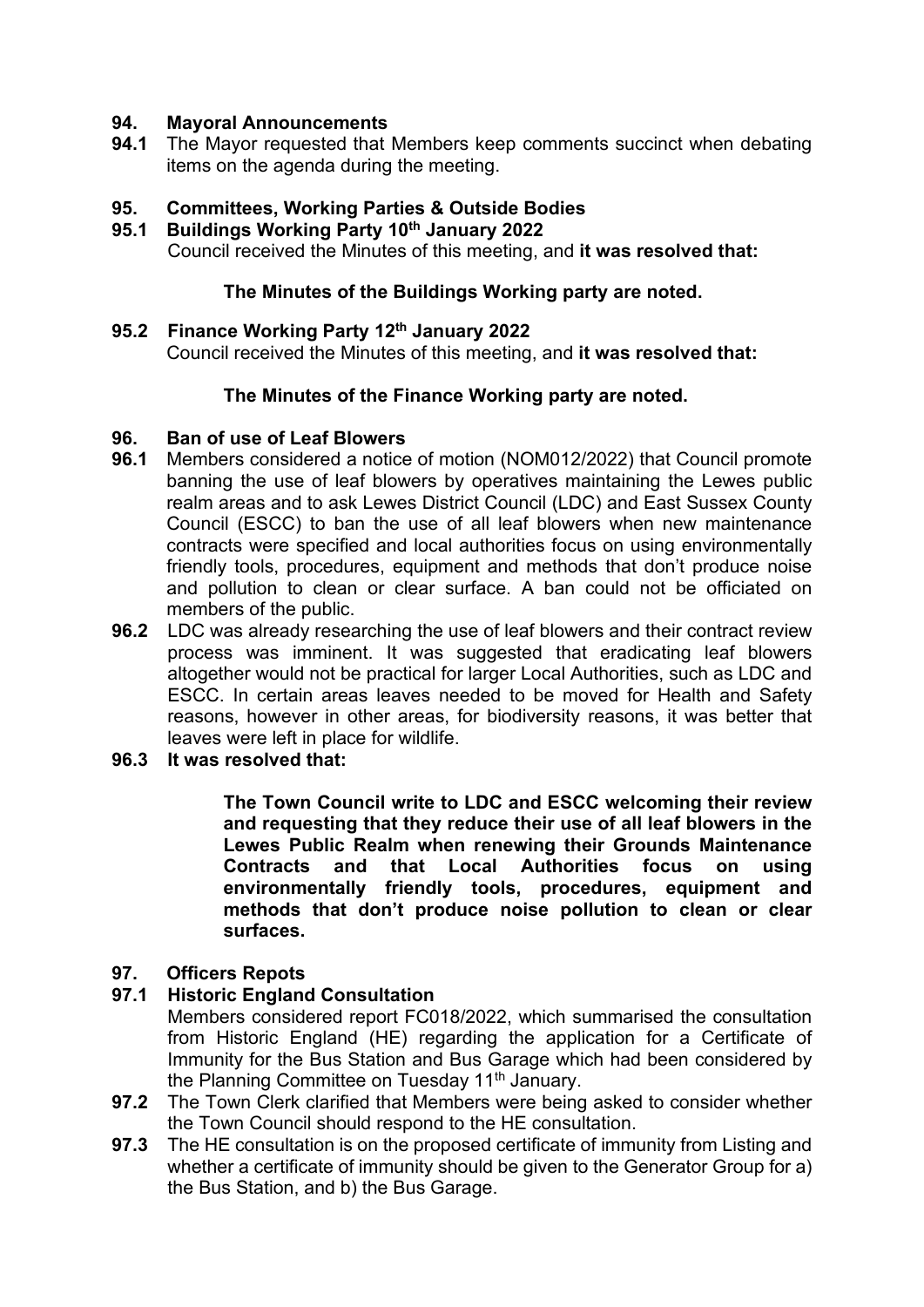**94. Mayoral Announcements**

**94.1** The Mayor requested that Members keep comments succinct when debating items on the agenda during the meeting.

**95. Committees, Working Parties & Outside Bodies**

**95.1 Buildings Working Party 10th January 2022**

Council received the Minutes of this meeting, and **it was resolved that:**

**The Minutes of the Buildings Working party are noted.**

**95.2 Finance Working Party 12th January 2022**

Council received the Minutes of this meeting, and **it was resolved that:**

**The Minutes of the Finance Working party are noted.**

**96. Ban of use of Leaf Blowers**

**96.1** Members considered a notice of motion (NOM012/2022) that Council promote banning the use of leaf blowers by operatives maintaining the Lewes public realm areas and to ask Lewes District Council (LDC) and East Sussex County Council (ESCC) to ban the use of all leaf blowers when new maintenance contracts were specified and local authorities focus on using environmentally friendly tools, procedures, equipment and methods that don't produce noise and pollution to clean or clear surface. A ban could not be officiated on members of the public.

**96.2** LDC was already researching the use of leaf blowers and their contract review process was imminent. It was suggested that eradicating leaf blowers altogether would not be practical for larger Local Authorities, such as LDC and ESCC. In certain areas leaves needed to be moved for Health and Safety reasons, however in other areas, for biodiversity reasons, it was better that leaves were left in place for wildlife.

**96.3 It was resolved that:**

**The Town Council write to LDC and ESCC welcoming their review and requesting that they reduce their use of all leaf blowers in the Lewes Public Realm when renewing their Grounds Maintenance Contracts and that Local Authorities focus on using environmentally friendly tools, procedures, equipment and methods that don't produce noise pollution to clean or clear surfaces.**

**97. Officers Repots**

**97.1 Historic England Consultation**

Members considered report FC018/2022, which summarised the consultation from Historic England (HE) regarding the application for a Certificate of Immunity for the Bus Station and Bus Garage which had been considered by the Planning Committee on Tuesday 11th January.

**97.2** The Town Clerk clarified that Members were being asked to consider whether the Town Council should respond to the HE consultation.

**97.3** The HE consultation is on the proposed certificate of immunity from Listing and whether a certificate of immunity should be given to the Generator Group for a) the Bus Station, and b) the Bus Garage.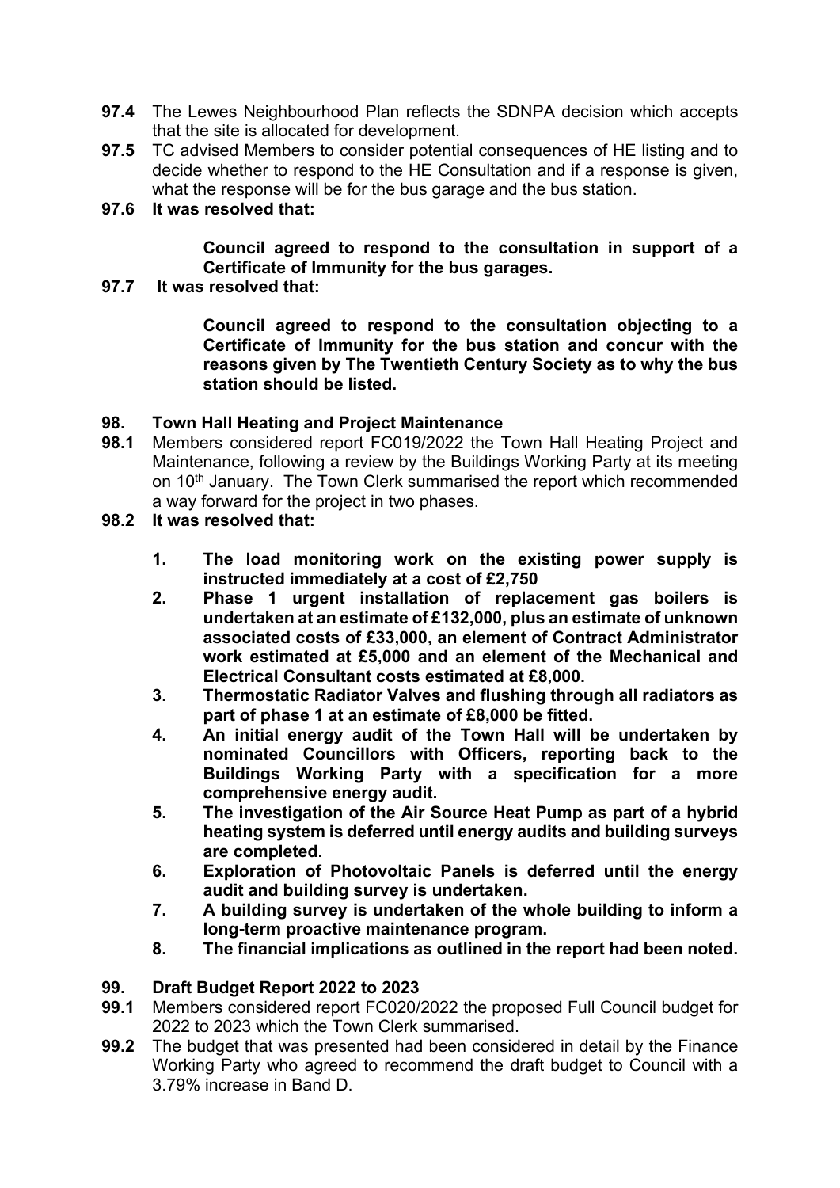**97.4** The Lewes Neighbourhood Plan reflects the SDNPA decision which accepts that the site is allocated for development.

**97.5** TC advised Members to consider potential consequences of HE listing and to decide whether to respond to the HE Consultation and if a response is given, what the response will be for the bus garage and the bus station.

**97.6 It was resolved that:**

> **Council agreed to respond to the consultation in support of a Certificate of Immunity for the bus garages.**

**97.7 It was resolved that:**

> **Council agreed to respond to the consultation objecting to a Certificate of Immunity for the bus station and concur with the reasons given by The Twentieth Century Society as to why the bus station should be listed.**

## 98. Town Hall Heating and Project Maintenance

**98.1** Members considered report FC019/2022 the Town Hall Heating Project and Maintenance, following a review by the Buildings Working Party at its meeting on 10th January. The Town Clerk summarised the report which recommended a way forward for the project in two phases.

**98.2 It was resolved that:**

1. **The load monitoring work on the existing power supply is instructed immediately at a cost of £2,750**
2. **Phase 1 urgent installation of replacement gas boilers is undertaken at an estimate of £132,000, plus an estimate of unknown associated costs of £33,000, an element of Contract Administrator work estimated at £5,000 and an element of the Mechanical and Electrical Consultant costs estimated at £8,000.**
3. **Thermostatic Radiator Valves and flushing through all radiators as part of phase 1 at an estimate of £8,000 be fitted.**
4. **An initial energy audit of the Town Hall will be undertaken by nominated Councillors with Officers, reporting back to the Buildings Working Party with a specification for a more comprehensive energy audit.**
5. **The investigation of the Air Source Heat Pump as part of a hybrid heating system is deferred until energy audits and building surveys are completed.**
6. **Exploration of Photovoltaic Panels is deferred until the energy audit and building survey is undertaken.**
7. **A building survey is undertaken of the whole building to inform a long-term proactive maintenance program.**
8. **The financial implications as outlined in the report had been noted.**

## 99. Draft Budget Report 2022 to 2023

**99.1** Members considered report FC020/2022 the proposed Full Council budget for 2022 to 2023 which the Town Clerk summarised.

**99.2** The budget that was presented had been considered in detail by the Finance Working Party who agreed to recommend the draft budget to Council with a 3.79% increase in Band D.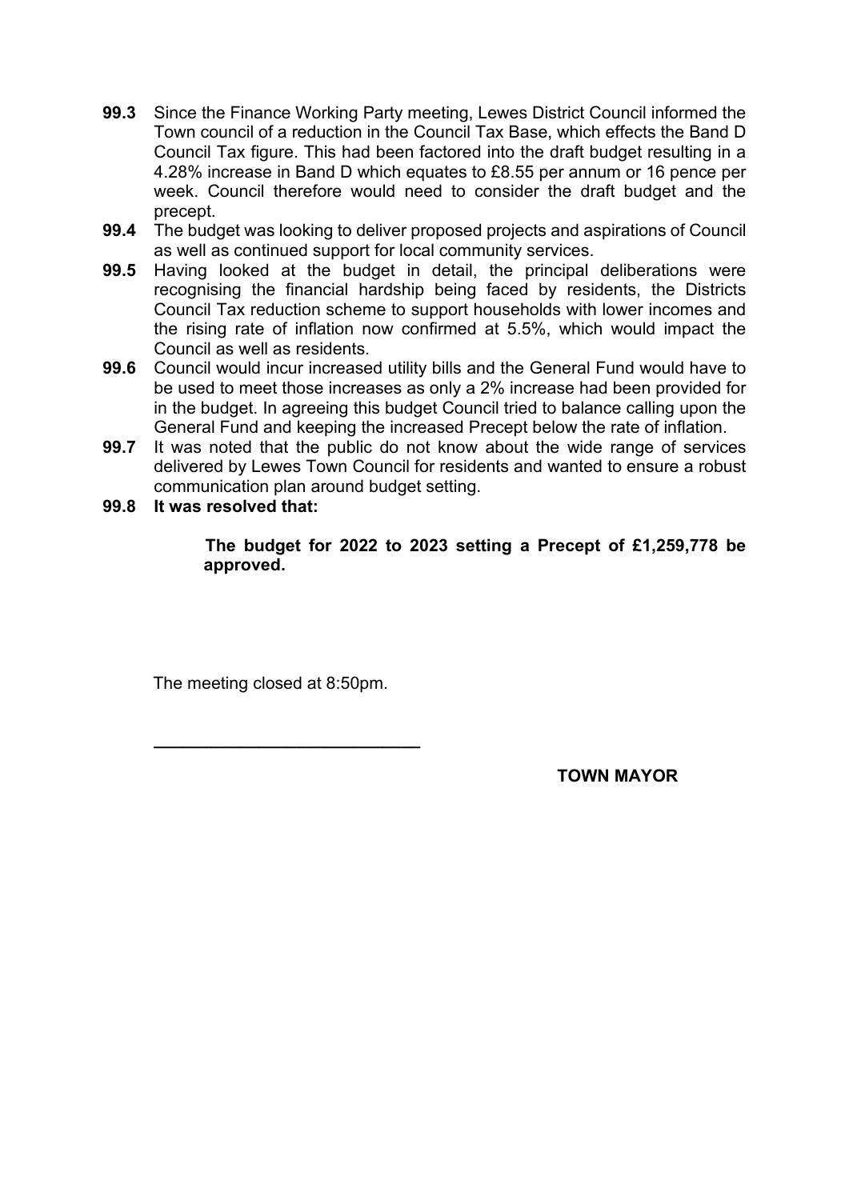**99.3** Since the Finance Working Party meeting, Lewes District Council informed the Town council of a reduction in the Council Tax Base, which effects the Band D Council Tax figure. This had been factored into the draft budget resulting in a 4.28% increase in Band D which equates to £8.55 per annum or 16 pence per week. Council therefore would need to consider the draft budget and the precept.

**99.4** The budget was looking to deliver proposed projects and aspirations of Council as well as continued support for local community services.

**99.5** Having looked at the budget in detail, the principal deliberations were recognising the financial hardship being faced by residents, the Districts Council Tax reduction scheme to support households with lower incomes and the rising rate of inflation now confirmed at 5.5%, which would impact the Council as well as residents.

**99.6** Council would incur increased utility bills and the General Fund would have to be used to meet those increases as only a 2% increase had been provided for in the budget. In agreeing this budget Council tried to balance calling upon the General Fund and keeping the increased Precept below the rate of inflation.

**99.7** It was noted that the public do not know about the wide range of services delivered by Lewes Town Council for residents and wanted to ensure a robust communication plan around budget setting.

**99.8 It was resolved that:**

> **The budget for 2022 to 2023 setting a Precept of £1,259,778 be approved.**

The meeting closed at 8:50pm.

\_\_\_\_\_\_\_\_\_\_\_\_\_\_\_\_\_\_\_\_\_\_\_\_\_\_\_\_

**TOWN MAYOR**